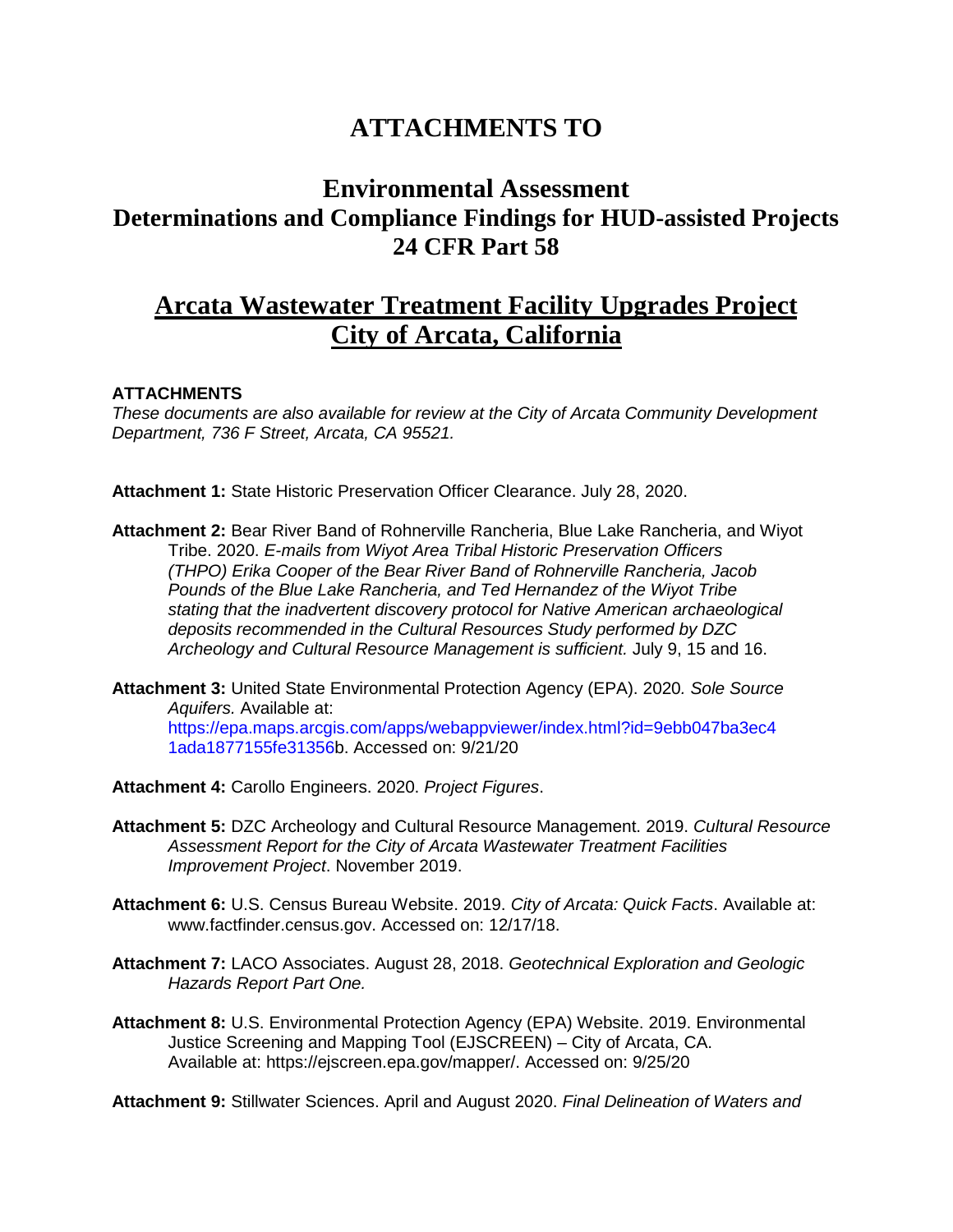# ATTACHMENTS TO

## Environmental Assessment
## Determinations and Compliance Findings for HUD-assisted Projects
## 24 CFR Part 58

## Arcata Wastewater Treatment Facility Upgrades Project
## City of Arcata, California

**ATTACHMENTS**

*These documents are also available for review at the City of Arcata Community Development Department, 736 F Street, Arcata, CA 95521.*

**Attachment 1:** State Historic Preservation Officer Clearance. July 28, 2020.

**Attachment 2:** Bear River Band of Rohnerville Rancheria, Blue Lake Rancheria, and Wiyot Tribe. 2020. *E-mails from Wiyot Area Tribal Historic Preservation Officers (THPO) Erika Cooper of the Bear River Band of Rohnerville Rancheria, Jacob Pounds of the Blue Lake Rancheria, and Ted Hernandez of the Wiyot Tribe stating that the inadvertent discovery protocol for Native American archaeological deposits recommended in the Cultural Resources Study performed by DZC Archeology and Cultural Resource Management is sufficient.* July 9, 15 and 16.

**Attachment 3:** United State Environmental Protection Agency (EPA). 2020*. Sole Source Aquifers.* Available at: https://epa.maps.arcgis.com/apps/webappviewer/index.html?id=9ebb047ba3ec41ada1877155fe31356b. Accessed on: 9/21/20

**Attachment 4:** Carollo Engineers. 2020. *Project Figures*.

**Attachment 5:** DZC Archeology and Cultural Resource Management. 2019. *Cultural Resource Assessment Report for the City of Arcata Wastewater Treatment Facilities Improvement Project*. November 2019.

**Attachment 6:** U.S. Census Bureau Website. 2019. *City of Arcata: Quick Facts*. Available at: www.factfinder.census.gov. Accessed on: 12/17/18.

**Attachment 7:** LACO Associates. August 28, 2018. *Geotechnical Exploration and Geologic Hazards Report Part One.*

**Attachment 8:** U.S. Environmental Protection Agency (EPA) Website. 2019. Environmental Justice Screening and Mapping Tool (EJSCREEN) – City of Arcata, CA. Available at: https://ejscreen.epa.gov/mapper/. Accessed on: 9/25/20

**Attachment 9:** Stillwater Sciences. April and August 2020. *Final Delineation of Waters and*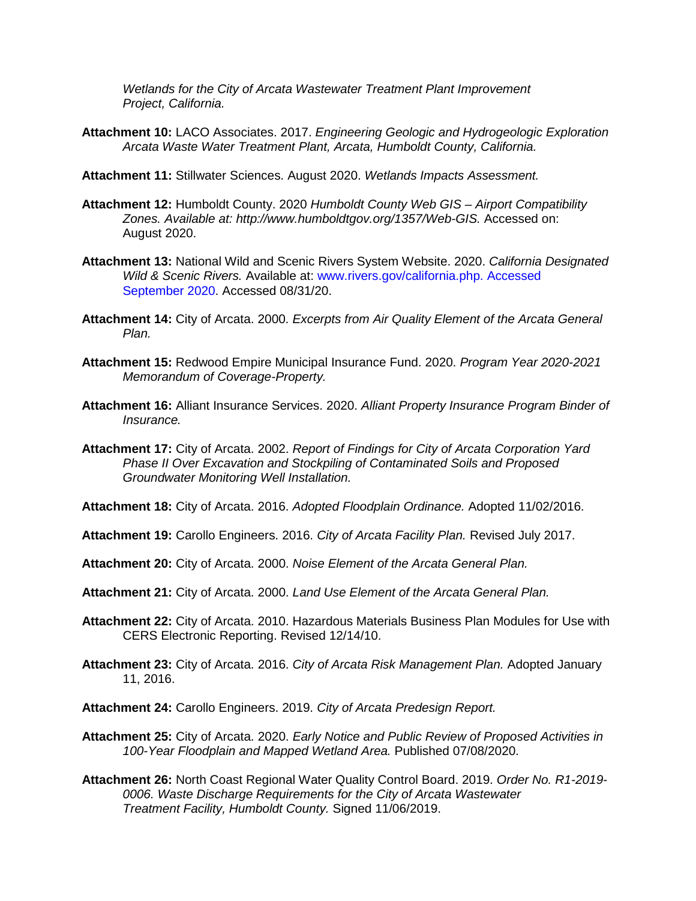*Wetlands for the City of Arcata Wastewater Treatment Plant Improvement Project, California.*

**Attachment 10:** LACO Associates. 2017. *Engineering Geologic and Hydrogeologic Exploration Arcata Waste Water Treatment Plant, Arcata, Humboldt County, California.*

**Attachment 11:** Stillwater Sciences. August 2020. *Wetlands Impacts Assessment.*

**Attachment 12:** Humboldt County. 2020 *Humboldt County Web GIS – Airport Compatibility Zones. Available at: http://www.humboldtgov.org/1357/Web-GIS.* Accessed on: August 2020.

**Attachment 13:** National Wild and Scenic Rivers System Website. 2020. *California Designated Wild & Scenic Rivers.* Available at: www.rivers.gov/california.php. Accessed September 2020. Accessed 08/31/20.

**Attachment 14:** City of Arcata. 2000. *Excerpts from Air Quality Element of the Arcata General Plan.*

**Attachment 15:** Redwood Empire Municipal Insurance Fund. 2020. *Program Year 2020-2021 Memorandum of Coverage-Property.*

**Attachment 16:** Alliant Insurance Services. 2020. *Alliant Property Insurance Program Binder of Insurance.*

**Attachment 17:** City of Arcata. 2002. *Report of Findings for City of Arcata Corporation Yard Phase II Over Excavation and Stockpiling of Contaminated Soils and Proposed Groundwater Monitoring Well Installation.*

**Attachment 18:** City of Arcata. 2016. *Adopted Floodplain Ordinance.* Adopted 11/02/2016.

**Attachment 19:** Carollo Engineers. 2016. *City of Arcata Facility Plan.* Revised July 2017.

**Attachment 20:** City of Arcata. 2000. *Noise Element of the Arcata General Plan.*

**Attachment 21:** City of Arcata. 2000. *Land Use Element of the Arcata General Plan.*

**Attachment 22:** City of Arcata. 2010. Hazardous Materials Business Plan Modules for Use with CERS Electronic Reporting. Revised 12/14/10.

**Attachment 23:** City of Arcata. 2016. *City of Arcata Risk Management Plan.* Adopted January 11, 2016.

**Attachment 24:** Carollo Engineers. 2019. *City of Arcata Predesign Report.*

**Attachment 25:** City of Arcata. 2020. *Early Notice and Public Review of Proposed Activities in 100-Year Floodplain and Mapped Wetland Area.* Published 07/08/2020.

**Attachment 26:** North Coast Regional Water Quality Control Board. 2019. *Order No. R1-2019-0006. Waste Discharge Requirements for the City of Arcata Wastewater Treatment Facility, Humboldt County.* Signed 11/06/2019.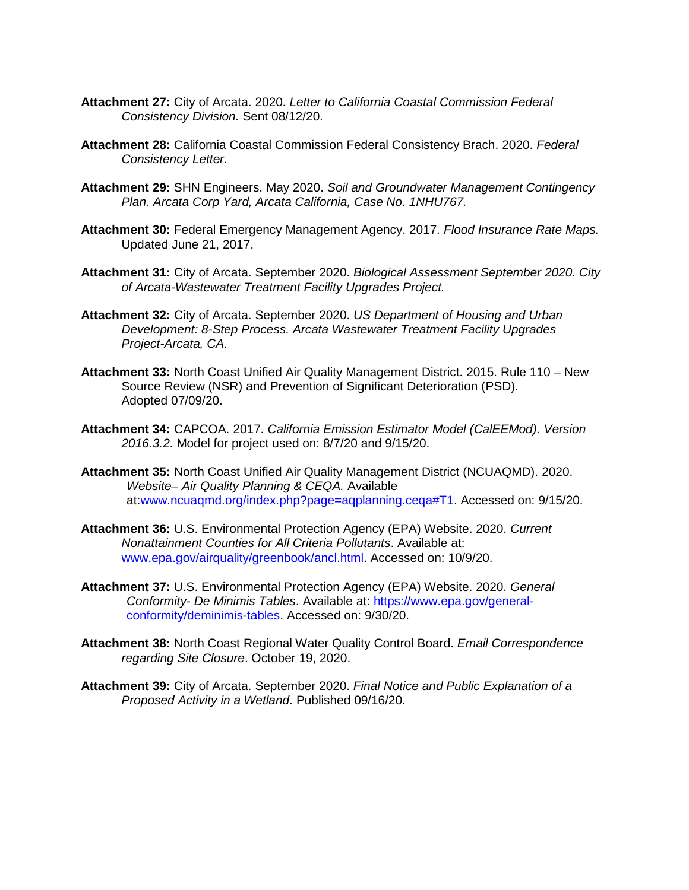**Attachment 27:** City of Arcata. 2020. *Letter to California Coastal Commission Federal Consistency Division.* Sent 08/12/20.

**Attachment 28:** California Coastal Commission Federal Consistency Brach. 2020. *Federal Consistency Letter.*

**Attachment 29:** SHN Engineers. May 2020. *Soil and Groundwater Management Contingency Plan. Arcata Corp Yard, Arcata California, Case No. 1NHU767.*

**Attachment 30:** Federal Emergency Management Agency. 2017. *Flood Insurance Rate Maps.* Updated June 21, 2017.

**Attachment 31:** City of Arcata. September 2020. *Biological Assessment September 2020. City of Arcata-Wastewater Treatment Facility Upgrades Project.*

**Attachment 32:** City of Arcata. September 2020. *US Department of Housing and Urban Development: 8-Step Process. Arcata Wastewater Treatment Facility Upgrades Project-Arcata, CA.*

**Attachment 33:** North Coast Unified Air Quality Management District. 2015. Rule 110 – New Source Review (NSR) and Prevention of Significant Deterioration (PSD). Adopted 07/09/20.

**Attachment 34:** CAPCOA. 2017. *California Emission Estimator Model (CalEEMod). Version 2016.3.2*. Model for project used on: 8/7/20 and 9/15/20.

**Attachment 35:** North Coast Unified Air Quality Management District (NCUAQMD). 2020. *Website– Air Quality Planning & CEQA.* Available at:www.ncuaqmd.org/index.php?page=aqplanning.ceqa#T1. Accessed on: 9/15/20.

**Attachment 36:** U.S. Environmental Protection Agency (EPA) Website. 2020. *Current Nonattainment Counties for All Criteria Pollutants*. Available at: www.epa.gov/airquality/greenbook/ancl.html. Accessed on: 10/9/20.

**Attachment 37:** U.S. Environmental Protection Agency (EPA) Website. 2020. *General Conformity- De Minimis Tables*. Available at: https://www.epa.gov/general-conformity/deminimis-tables. Accessed on: 9/30/20.

**Attachment 38:** North Coast Regional Water Quality Control Board. *Email Correspondence regarding Site Closure*. October 19, 2020.

**Attachment 39:** City of Arcata. September 2020. *Final Notice and Public Explanation of a Proposed Activity in a Wetland*. Published 09/16/20.